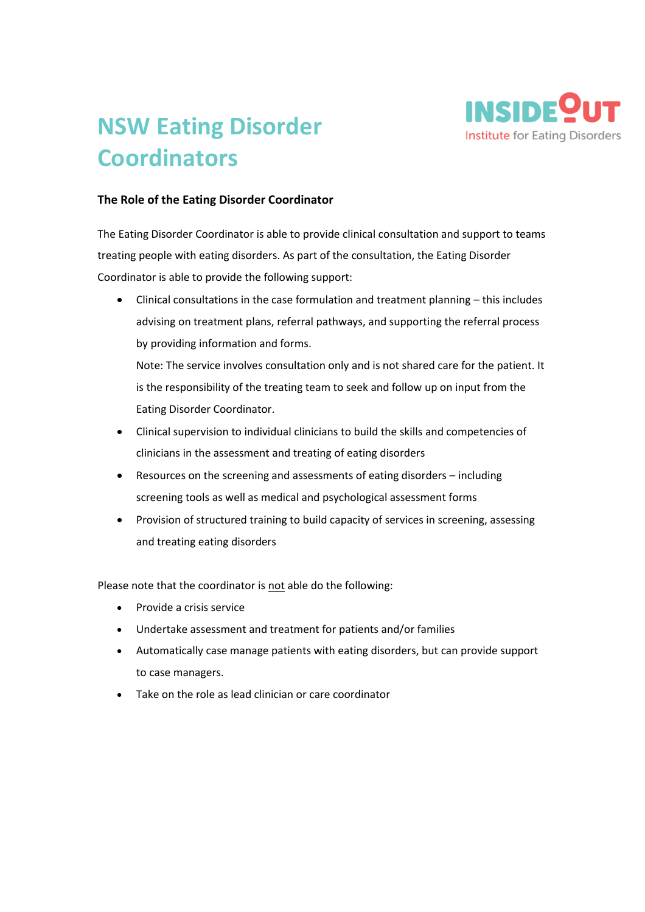# NSW Eating Disorder Coordinators

INSIDE OUT Institute for Eating Disorders

### The Role of the Eating Disorder Coordinator

The Eating Disorder Coordinator is able to provide clinical consultation and support to teams treating people with eating disorders. As part of the consultation, the Eating Disorder Coordinator is able to provide the following support:

- Clinical consultations in the case formulation and treatment planning – this includes advising on treatment plans, referral pathways, and supporting the referral process by providing information and forms.
  
  Note: The service involves consultation only and is not shared care for the patient. It is the responsibility of the treating team to seek and follow up on input from the Eating Disorder Coordinator.
- Clinical supervision to individual clinicians to build the skills and competencies of clinicians in the assessment and treating of eating disorders
- Resources on the screening and assessments of eating disorders – including screening tools as well as medical and psychological assessment forms
- Provision of structured training to build capacity of services in screening, assessing and treating eating disorders

Please note that the coordinator is not able do the following:

- Provide a crisis service
- Undertake assessment and treatment for patients and/or families
- Automatically case manage patients with eating disorders, but can provide support to case managers.
- Take on the role as lead clinician or care coordinator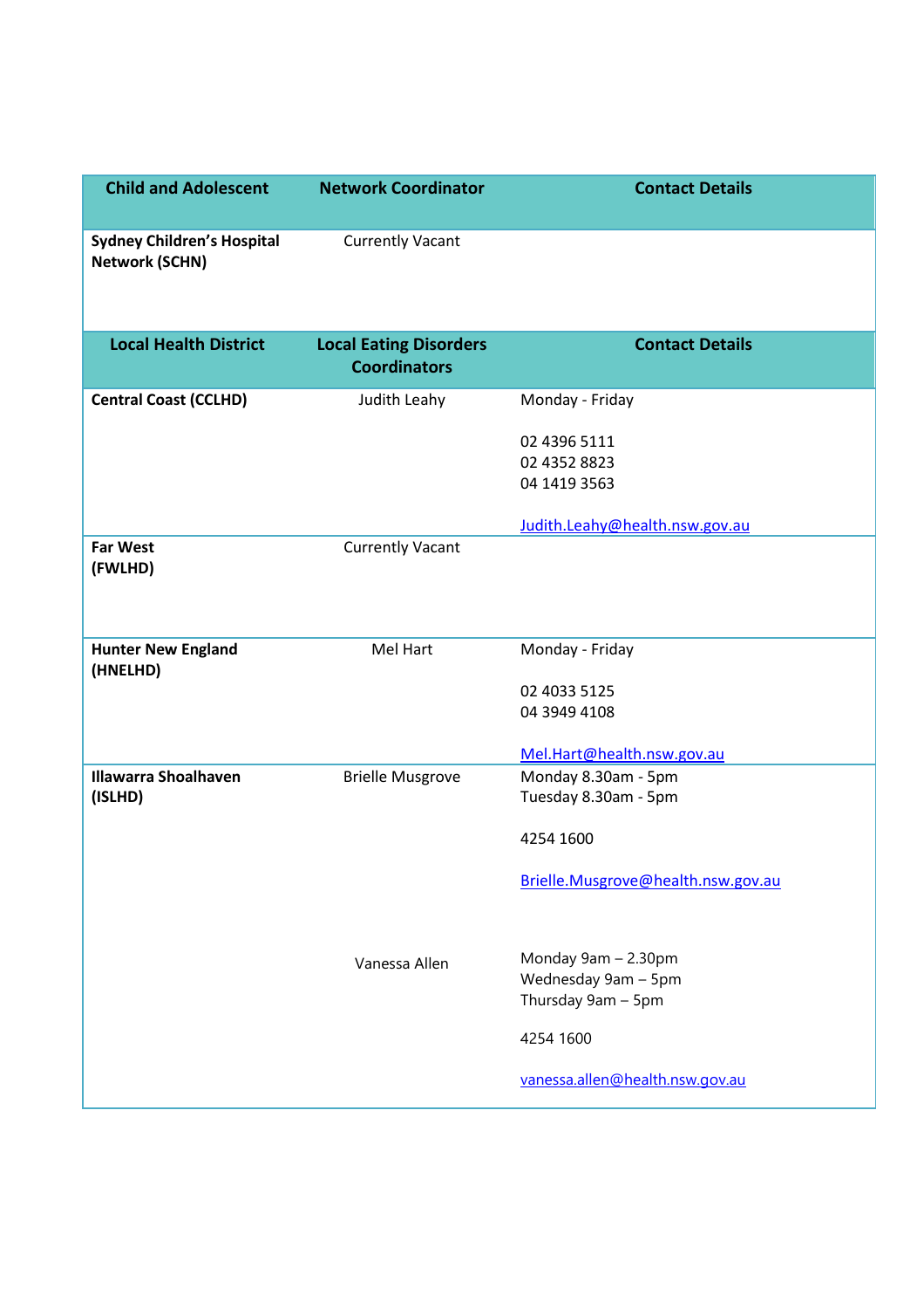| Child and Adolescent | Network Coordinator | Contact Details |
|---|---|---|
| **Sydney Children's Hospital Network (SCHN)** | Currently Vacant | |
| **Local Health District** | **Local Eating Disorders Coordinators** | **Contact Details** |
| **Central Coast (CCLHD)** | Judith Leahy | Monday - Friday<br><br>02 4396 5111<br>02 4352 8823<br>04 1419 3563<br><br>Judith.Leahy@health.nsw.gov.au |
| **Far West (FWLHD)** | Currently Vacant | |
| **Hunter New England (HNELHD)** | Mel Hart | Monday - Friday<br><br>02 4033 5125<br>04 3949 4108<br><br>Mel.Hart@health.nsw.gov.au |
| **Illawarra Shoalhaven (ISLHD)** | Brielle Musgrove | Monday 8.30am - 5pm<br>Tuesday 8.30am - 5pm<br><br>4254 1600<br><br>Brielle.Musgrove@health.nsw.gov.au |
| | Vanessa Allen | Monday 9am – 2.30pm<br>Wednesday 9am – 5pm<br>Thursday 9am – 5pm<br><br>4254 1600<br><br>vanessa.allen@health.nsw.gov.au |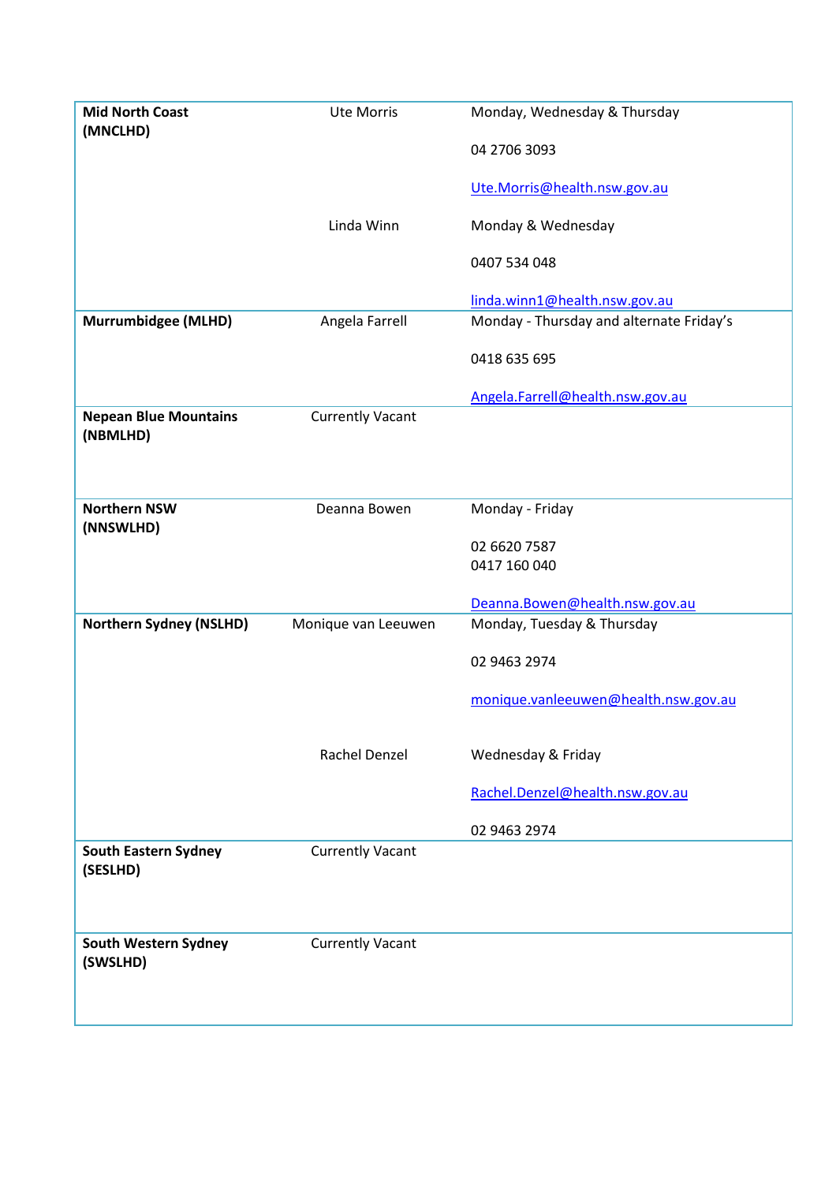| | | |
|---|---|---|
| **Mid North Coast (MNCLHD)** | Ute Morris | Monday, Wednesday & Thursday<br><br>04 2706 3093<br><br>Ute.Morris@health.nsw.gov.au |
| | Linda Winn | Monday & Wednesday<br><br>0407 534 048<br><br>linda.winn1@health.nsw.gov.au |
| **Murrumbidgee (MLHD)** | Angela Farrell | Monday - Thursday and alternate Friday's<br><br>0418 635 695<br><br>Angela.Farrell@health.nsw.gov.au |
| **Nepean Blue Mountains (NBMLHD)** | Currently Vacant | |
| **Northern NSW (NNSWLHD)** | Deanna Bowen | Monday - Friday<br><br>02 6620 7587<br>0417 160 040<br><br>Deanna.Bowen@health.nsw.gov.au |
| **Northern Sydney (NSLHD)** | Monique van Leeuwen | Monday, Tuesday & Thursday<br><br>02 9463 2974<br><br>monique.vanleeuwen@health.nsw.gov.au |
| | Rachel Denzel | Wednesday & Friday<br><br>Rachel.Denzel@health.nsw.gov.au<br><br>02 9463 2974 |
| **South Eastern Sydney (SESLHD)** | Currently Vacant | |
| **South Western Sydney (SWSLHD)** | Currently Vacant | |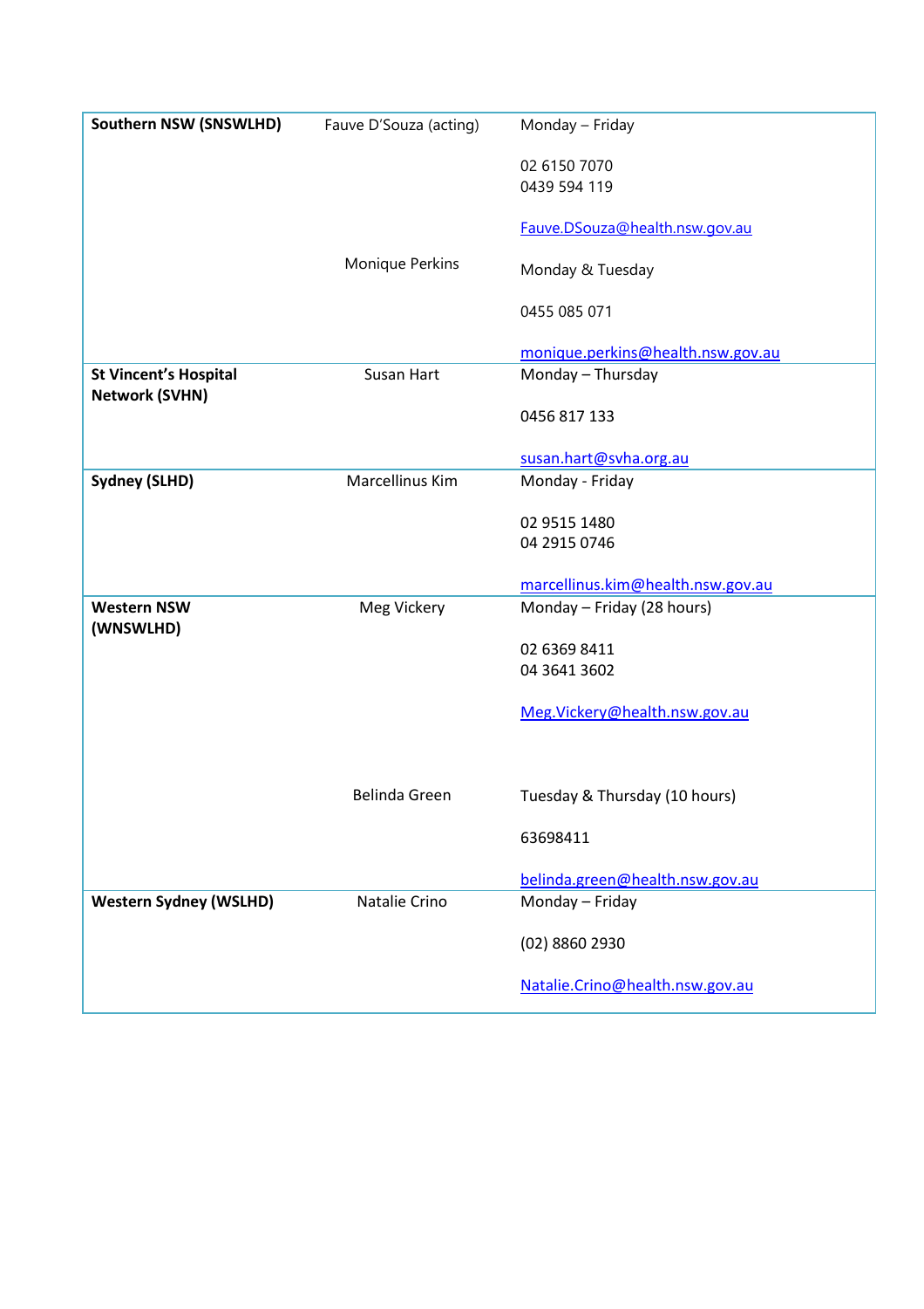| | | |
|---|---|---|
| **Southern NSW (SNSWLHD)** | Fauve D'Souza (acting) | Monday – Friday<br><br>02 6150 7070<br>0439 594 119<br><br>Fauve.DSouza@health.nsw.gov.au |
| | Monique Perkins | Monday & Tuesday<br><br>0455 085 071<br><br>monique.perkins@health.nsw.gov.au |
| **St Vincent's Hospital Network (SVHN)** | Susan Hart | Monday – Thursday<br><br>0456 817 133<br><br>susan.hart@svha.org.au |
| **Sydney (SLHD)** | Marcellinus Kim | Monday - Friday<br><br>02 9515 1480<br>04 2915 0746<br><br>marcellinus.kim@health.nsw.gov.au |
| **Western NSW (WNSWLHD)** | Meg Vickery | Monday – Friday (28 hours)<br><br>02 6369 8411<br>04 3641 3602<br><br>Meg.Vickery@health.nsw.gov.au |
| | Belinda Green | Tuesday & Thursday (10 hours)<br><br>63698411<br><br>belinda.green@health.nsw.gov.au |
| **Western Sydney (WSLHD)** | Natalie Crino | Monday – Friday<br><br>(02) 8860 2930<br><br>Natalie.Crino@health.nsw.gov.au |